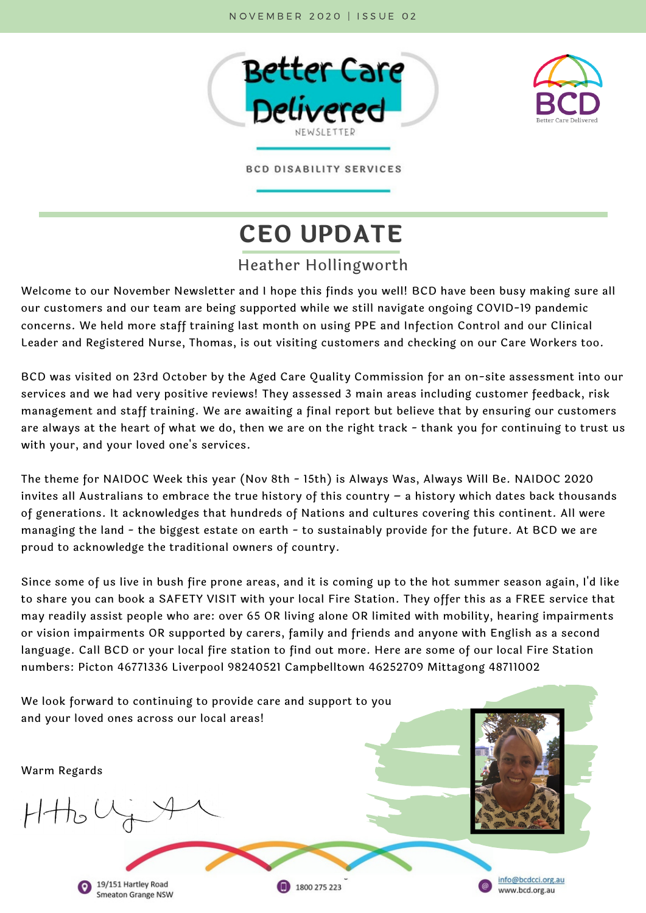NOVEMBER 2020 | ISSUE 02

# Better Care Delivered

NEWSLETTER

BCD DISABILITY SERVICES

## CEO UPDATE

### Heather Hollingworth

Welcome to our November Newsletter and I hope this finds you well! BCD have been busy making sure all our customers and our team are being supported while we still navigate ongoing COVID-19 pandemic concerns. We held more staff training last month on using PPE and Infection Control and our Clinical Leader and Registered Nurse, Thomas, is out visiting customers and checking on our Care Workers too.

BCD was visited on 23rd October by the Aged Care Quality Commission for an on-site assessment into our services and we had very positive reviews! They assessed 3 main areas including customer feedback, risk management and staff training. We are awaiting a final report but believe that by ensuring our customers are always at the heart of what we do, then we are on the right track - thank you for continuing to trust us with your, and your loved one's services.

The theme for NAIDOC Week this year (Nov 8th - 15th) is Always Was, Always Will Be. NAIDOC 2020 invites all Australians to embrace the true history of this country – a history which dates back thousands of generations. It acknowledges that hundreds of Nations and cultures covering this continent. All were managing the land - the biggest estate on earth - to sustainably provide for the future. At BCD we are proud to acknowledge the traditional owners of country.

Since some of us live in bush fire prone areas, and it is coming up to the hot summer season again, I'd like to share you can book a SAFETY VISIT with your local Fire Station. They offer this as a FREE service that may readily assist people who are: over 65 OR living alone OR limited with mobility, hearing impairments or vision impairments OR supported by carers, family and friends and anyone with English as a second language. Call BCD or your local fire station to find out more. Here are some of our local Fire Station numbers: Picton 46771336 Liverpool 98240521 Campbelltown 46252709 Mittagong 48711002

We look forward to continuing to provide care and support to you and your loved ones across our local areas!

Warm Regards

19/151 Hartley Road Smeaton Grange NSW

1800 275 223

info@bcdcci.org.au
www.bcd.org.au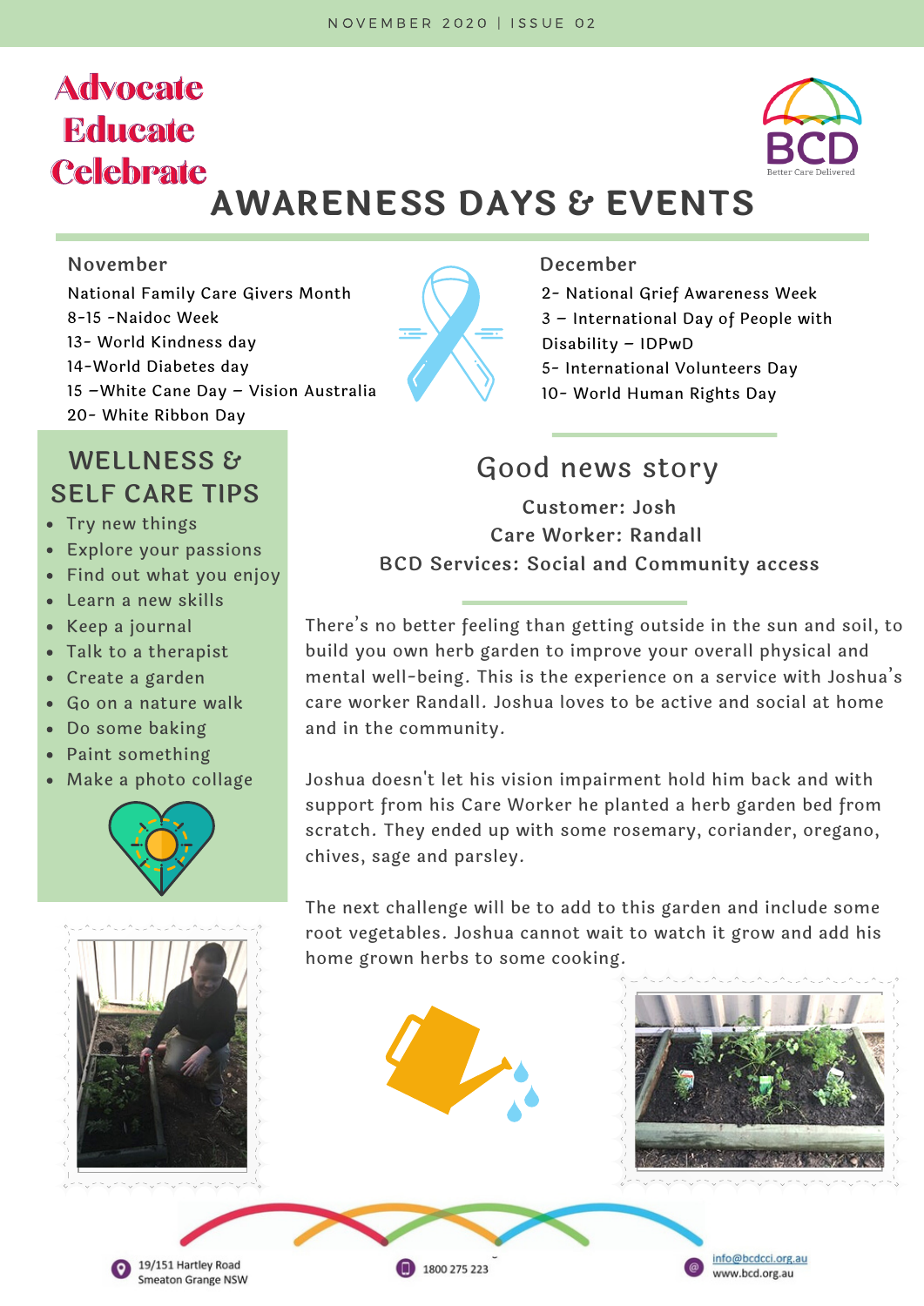NOVEMBER 2020 | ISSUE 02

**Advocate**
**Educate**
**Celebrate**

BCD
Better Care Delivered

# AWARENESS DAYS & EVENTS

### November

National Family Care Givers Month
8-15 -Naidoc Week
13- World Kindness day
14-World Diabetes day
15 –White Cane Day – Vision Australia
20- White Ribbon Day

### December

2- National Grief Awareness Week
3 – International Day of People with Disability – IDPwD
5- International Volunteers Day
10- World Human Rights Day

## WELLNESS & SELF CARE TIPS

- Try new things
- Explore your passions
- Find out what you enjoy
- Learn a new skills
- Keep a journal
- Talk to a therapist
- Create a garden
- Go on a nature walk
- Do some baking
- Paint something
- Make a photo collage

## Good news story

**Customer: Josh**
**Care Worker: Randall**
**BCD Services: Social and Community access**

There's no better feeling than getting outside in the sun and soil, to build you own herb garden to improve your overall physical and mental well-being. This is the experience on a service with Joshua's care worker Randall. Joshua loves to be active and social at home and in the community.

Joshua doesn't let his vision impairment hold him back and with support from his Care Worker he planted a herb garden bed from scratch. They ended up with some rosemary, coriander, oregano, chives, sage and parsley.

The next challenge will be to add to this garden and include some root vegetables. Joshua cannot wait to watch it grow and add his home grown herbs to some cooking.

19/151 Hartley Road
Smeaton Grange NSW

1800 275 223

info@bcdcci.org.au
www.bcd.org.au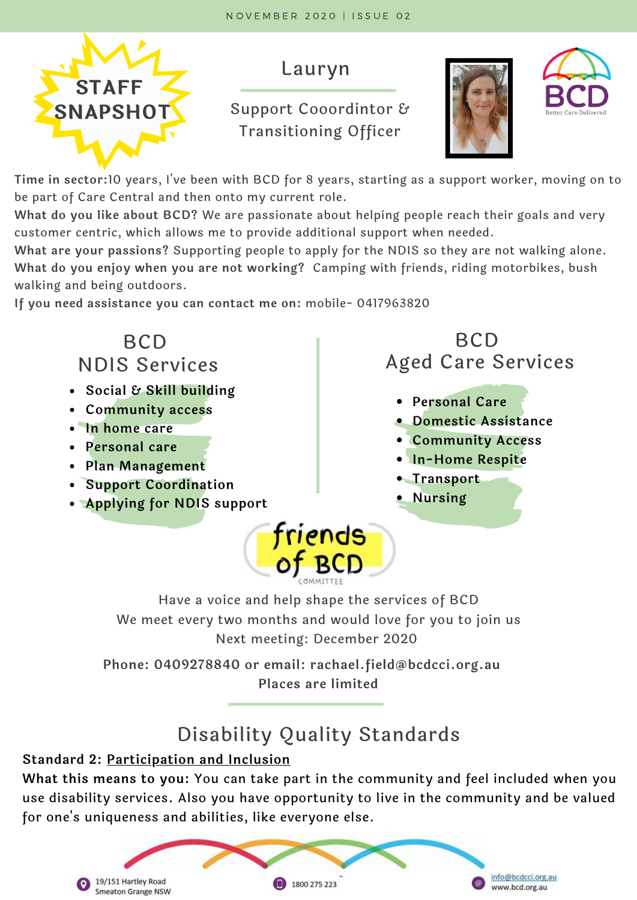# STAFF SNAPSHOT

## Lauryn

Support Cooordintor & Transitioning Officer

BCD
Better Care Delivered

**Time in sector:**10 years, I've been with BCD for 8 years, starting as a support worker, moving on to be part of Care Central and then onto my current role.

**What do you like about BCD?** We are passionate about helping people reach their goals and very customer centric, which allows me to provide additional support when needed.

**What are your passions?** Supporting people to apply for the NDIS so they are not walking alone.

**What do you enjoy when you are not working?** Camping with friends, riding motorbikes, bush walking and being outdoors.

**If you need assistance you can contact me on:** mobile- 0417963820

## BCD NDIS Services

- **Social & Skill building**
- **Community access**
- **In home care**
- **Personal care**
- **Plan Management**
- **Support Coordination**
- **Applying for NDIS support**

## BCD Aged Care Services

- **Personal Care**
- **Domestic Assistance**
- **Community Access**
- **In-Home Respite**
- **Transport**
- **Nursing**

## friends of BCD COMMITTEE

Have a voice and help shape the services of BCD
We meet every two months and would love for you to join us
Next meeting: December 2020

**Phone: 0409278840 or email: rachael.field@bcdcci.org.au**
**Places are limited**

## Disability Quality Standards

**Standard 2: Participation and Inclusion**

**What this means to you:** You can take part in the community and feel included when you use disability services. Also you have opportunity to live in the community and be valued for one's uniqueness and abilities, like everyone else.

19/151 Hartley Road Smeaton Grange NSW | 1800 275 223 | info@bcdcci.org.au www.bcd.org.au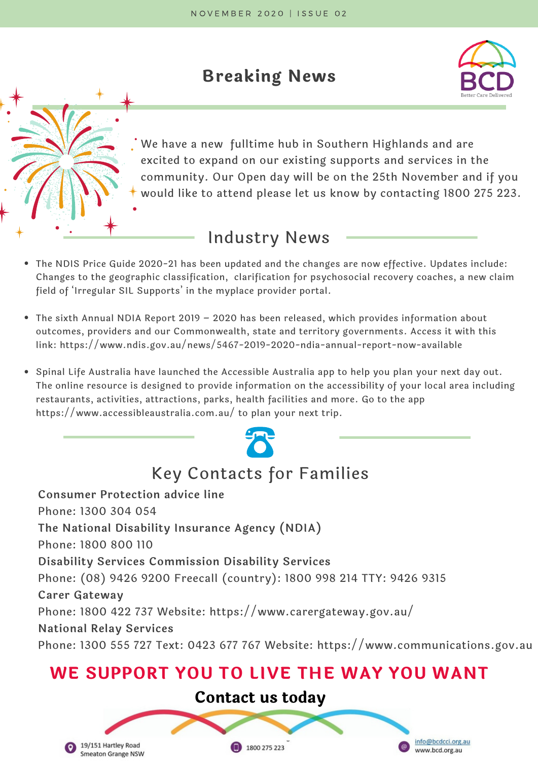# Breaking News

We have a new fulltime hub in Southern Highlands and are excited to expand on our existing supports and services in the community. Our Open day will be on the 25th November and if you would like to attend please let us know by contacting 1800 275 223.

## Industry News

- The NDIS Price Guide 2020-21 has been updated and the changes are now effective. Updates include: Changes to the geographic classification, clarification for psychosocial recovery coaches, a new claim field of 'Irregular SIL Supports' in the myplace provider portal.
- The sixth Annual NDIA Report 2019 – 2020 has been released, which provides information about outcomes, providers and our Commonwealth, state and territory governments. Access it with this link: https://www.ndis.gov.au/news/5467-2019-2020-ndia-annual-report-now-available
- Spinal Life Australia have launched the Accessible Australia app to help you plan your next day out. The online resource is designed to provide information on the accessibility of your local area including restaurants, activities, attractions, parks, health facilities and more. Go to the app https://www.accessibleaustralia.com.au/ to plan your next trip.

## Key Contacts for Families

**Consumer Protection advice line**
Phone: 1300 304 054

**The National Disability Insurance Agency (NDIA)**
Phone: 1800 800 110

**Disability Services Commission Disability Services**
Phone: (08) 9426 9200 Freecall (country): 1800 998 214 TTY: 9426 9315

**Carer Gateway**
Phone: 1800 422 737 Website: https://www.carergateway.gov.au/

**National Relay Services**
Phone: 1300 555 727 Text: 0423 677 767 Website: https://www.communications.gov.au

**WE SUPPORT YOU TO LIVE THE WAY YOU WANT**

**Contact us today**

19/151 Hartley Road
Smeaton Grange NSW

1800 275 223

info@bcdcci.org.au
www.bcd.org.au